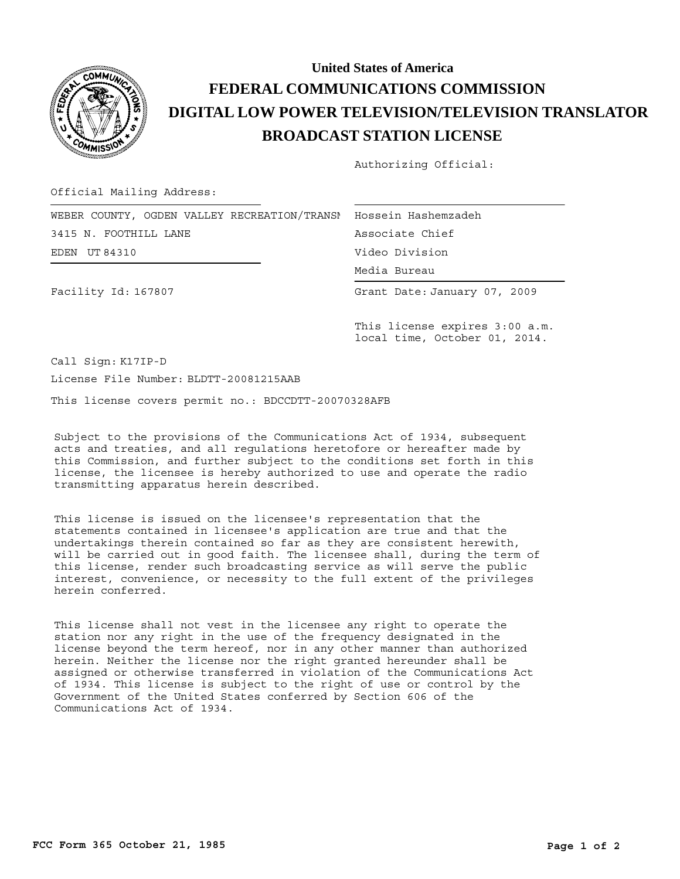# United States of America
# FEDERAL COMMUNICATIONS COMMISSION
# DIGITAL LOW POWER TELEVISION/TELEVISION TRANSLATOR
# BROADCAST STATION LICENSE

Authorizing Official:

Official Mailing Address:

WEBER COUNTY, OGDEN VALLEY RECREATION/TRANSM
3415 N. FOOTHILL LANE
EDEN UT 84310

Hossein Hashemzadeh
Associate Chief
Video Division
Media Bureau

Facility Id: 167807

Grant Date: January 07, 2009

This license expires 3:00 a.m. local time, October 01, 2014.

Call Sign: K17IP-D

License File Number: BLDTT-20081215AAB

This license covers permit no.: BDCCDTT-20070328AFB

Subject to the provisions of the Communications Act of 1934, subsequent acts and treaties, and all regulations heretofore or hereafter made by this Commission, and further subject to the conditions set forth in this license, the licensee is hereby authorized to use and operate the radio transmitting apparatus herein described.

This license is issued on the licensee's representation that the statements contained in licensee's application are true and that the undertakings therein contained so far as they are consistent herewith, will be carried out in good faith. The licensee shall, during the term of this license, render such broadcasting service as will serve the public interest, convenience, or necessity to the full extent of the privileges herein conferred.

This license shall not vest in the licensee any right to operate the station nor any right in the use of the frequency designated in the license beyond the term hereof, nor in any other manner than authorized herein. Neither the license nor the right granted hereunder shall be assigned or otherwise transferred in violation of the Communications Act of 1934. This license is subject to the right of use or control by the Government of the United States conferred by Section 606 of the Communications Act of 1934.

FCC Form 365 October 21, 1985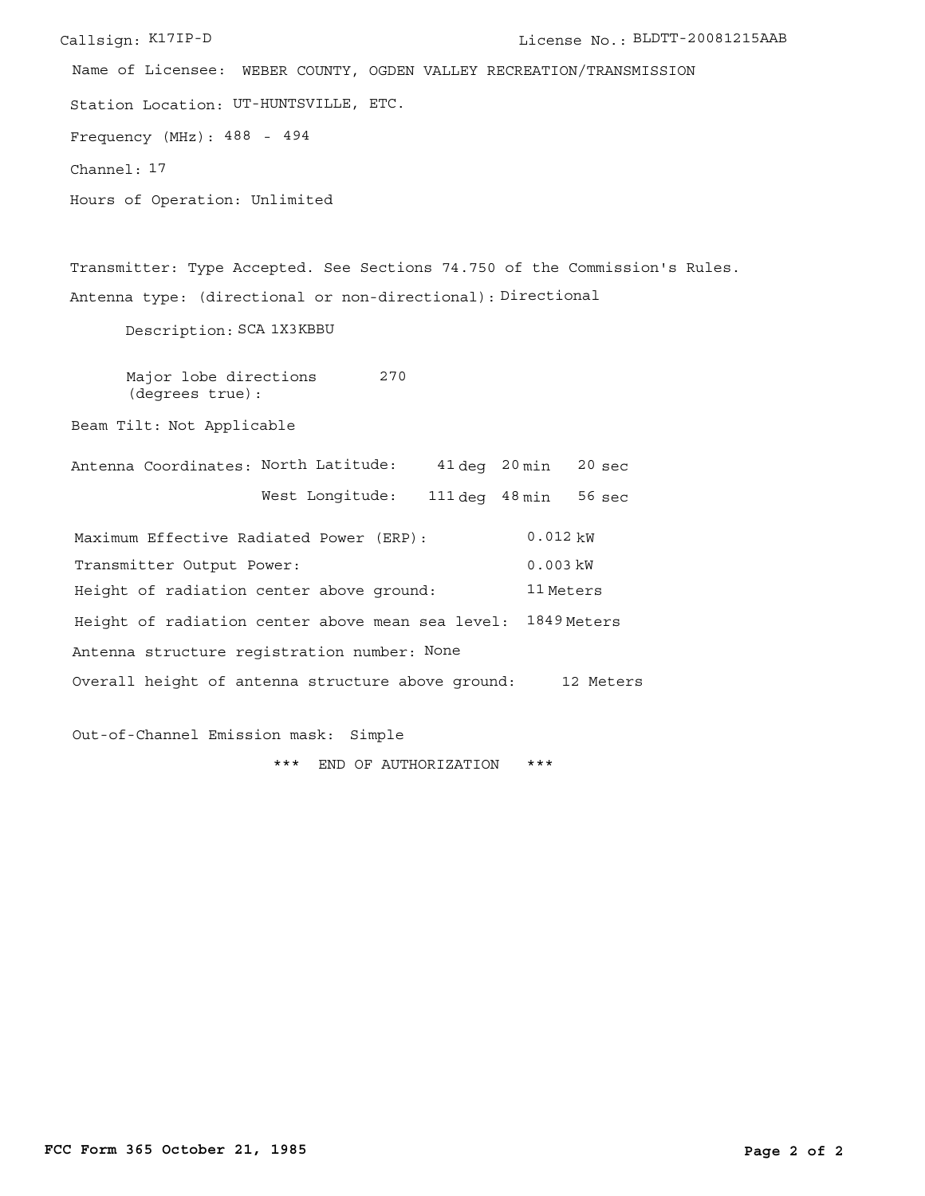Callsign: K17IP-D License No.: BLDTT-20081215AAB

Name of Licensee: WEBER COUNTY, OGDEN VALLEY RECREATION/TRANSMISSION

Station Location: UT-HUNTSVILLE, ETC.

Frequency (MHz): 488 - 494

Channel: 17

Hours of Operation: Unlimited

Transmitter: Type Accepted. See Sections 74.750 of the Commission's Rules.

Antenna type: (directional or non-directional): Directional

Description: SCA 1X3KBBU

Major lobe directions (degrees true): 270

Beam Tilt: Not Applicable

Antenna Coordinates: North Latitude: 41 deg 20 min 20 sec

West Longitude: 111 deg 48 min 56 sec

| | |
|---|---|
| Maximum Effective Radiated Power (ERP): | 0.012 kW |
| Transmitter Output Power: | 0.003 kW |
| Height of radiation center above ground: | 11 Meters |
| Height of radiation center above mean sea level: | 1849 Meters |
| Antenna structure registration number: | None |
| Overall height of antenna structure above ground: | 12 Meters |

Out-of-Channel Emission mask: Simple

\*\*\* END OF AUTHORIZATION \*\*\*

**FCC Form 365 October 21, 1985**